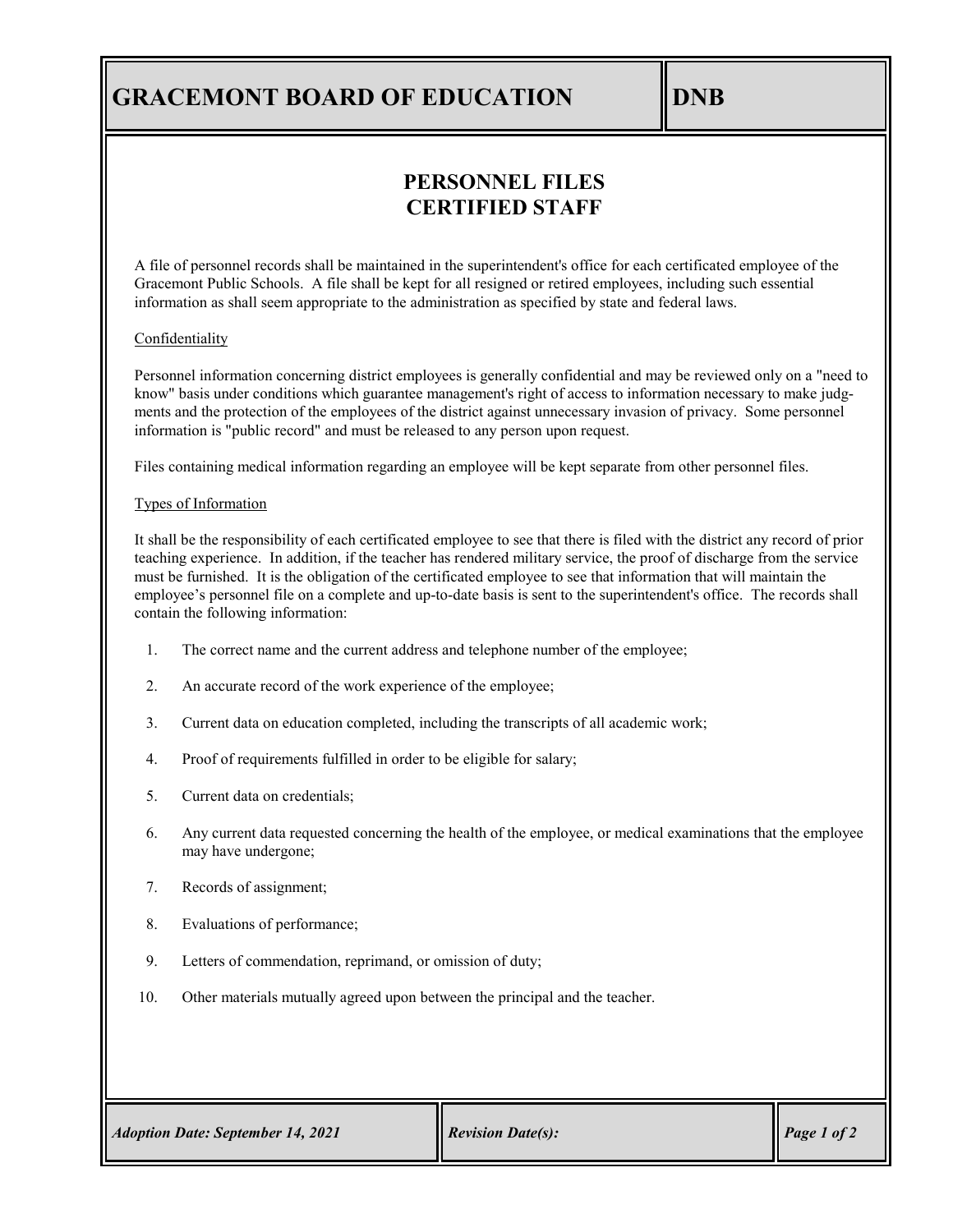# GRACEMONT BOARD OF EDUCATION

**DNB**

## PERSONNEL FILES
## CERTIFIED STAFF

A file of personnel records shall be maintained in the superintendent's office for each certificated employee of the Gracemont Public Schools. A file shall be kept for all resigned or retired employees, including such essential information as shall seem appropriate to the administration as specified by state and federal laws.

Confidentiality

Personnel information concerning district employees is generally confidential and may be reviewed only on a "need to know" basis under conditions which guarantee management's right of access to information necessary to make judgments and the protection of the employees of the district against unnecessary invasion of privacy. Some personnel information is "public record" and must be released to any person upon request.

Files containing medical information regarding an employee will be kept separate from other personnel files.

Types of Information

It shall be the responsibility of each certificated employee to see that there is filed with the district any record of prior teaching experience. In addition, if the teacher has rendered military service, the proof of discharge from the service must be furnished. It is the obligation of the certificated employee to see that information that will maintain the employee's personnel file on a complete and up-to-date basis is sent to the superintendent's office. The records shall contain the following information:

1. The correct name and the current address and telephone number of the employee;
2. An accurate record of the work experience of the employee;
3. Current data on education completed, including the transcripts of all academic work;
4. Proof of requirements fulfilled in order to be eligible for salary;
5. Current data on credentials;
6. Any current data requested concerning the health of the employee, or medical examinations that the employee may have undergone;
7. Records of assignment;
8. Evaluations of performance;
9. Letters of commendation, reprimand, or omission of duty;
10. Other materials mutually agreed upon between the principal and the teacher.

*Adoption Date: September 14, 2021* | *Revision Date(s):*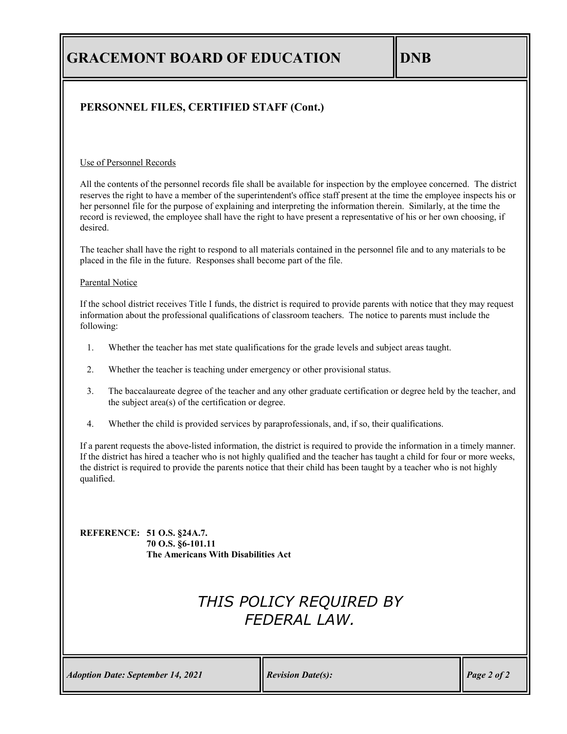# GRACEMONT BOARD OF EDUCATION — DNB

## PERSONNEL FILES, CERTIFIED STAFF (Cont.)

Use of Personnel Records

All the contents of the personnel records file shall be available for inspection by the employee concerned. The district reserves the right to have a member of the superintendent's office staff present at the time the employee inspects his or her personnel file for the purpose of explaining and interpreting the information therein. Similarly, at the time the record is reviewed, the employee shall have the right to have present a representative of his or her own choosing, if desired.

The teacher shall have the right to respond to all materials contained in the personnel file and to any materials to be placed in the file in the future. Responses shall become part of the file.

Parental Notice

If the school district receives Title I funds, the district is required to provide parents with notice that they may request information about the professional qualifications of classroom teachers. The notice to parents must include the following:

1. Whether the teacher has met state qualifications for the grade levels and subject areas taught.
2. Whether the teacher is teaching under emergency or other provisional status.
3. The baccalaureate degree of the teacher and any other graduate certification or degree held by the teacher, and the subject area(s) of the certification or degree.
4. Whether the child is provided services by paraprofessionals, and, if so, their qualifications.

If a parent requests the above-listed information, the district is required to provide the information in a timely manner. If the district has hired a teacher who is not highly qualified and the teacher has taught a child for four or more weeks, the district is required to provide the parents notice that their child has been taught by a teacher who is not highly qualified.

**REFERENCE: 51 O.S. §24A.7.**
**70 O.S. §6-101.11**
**The Americans With Disabilities Act**

*THIS POLICY REQUIRED BY FEDERAL LAW.*

***Adoption Date: September 14, 2021*** | ***Revision Date(s):***